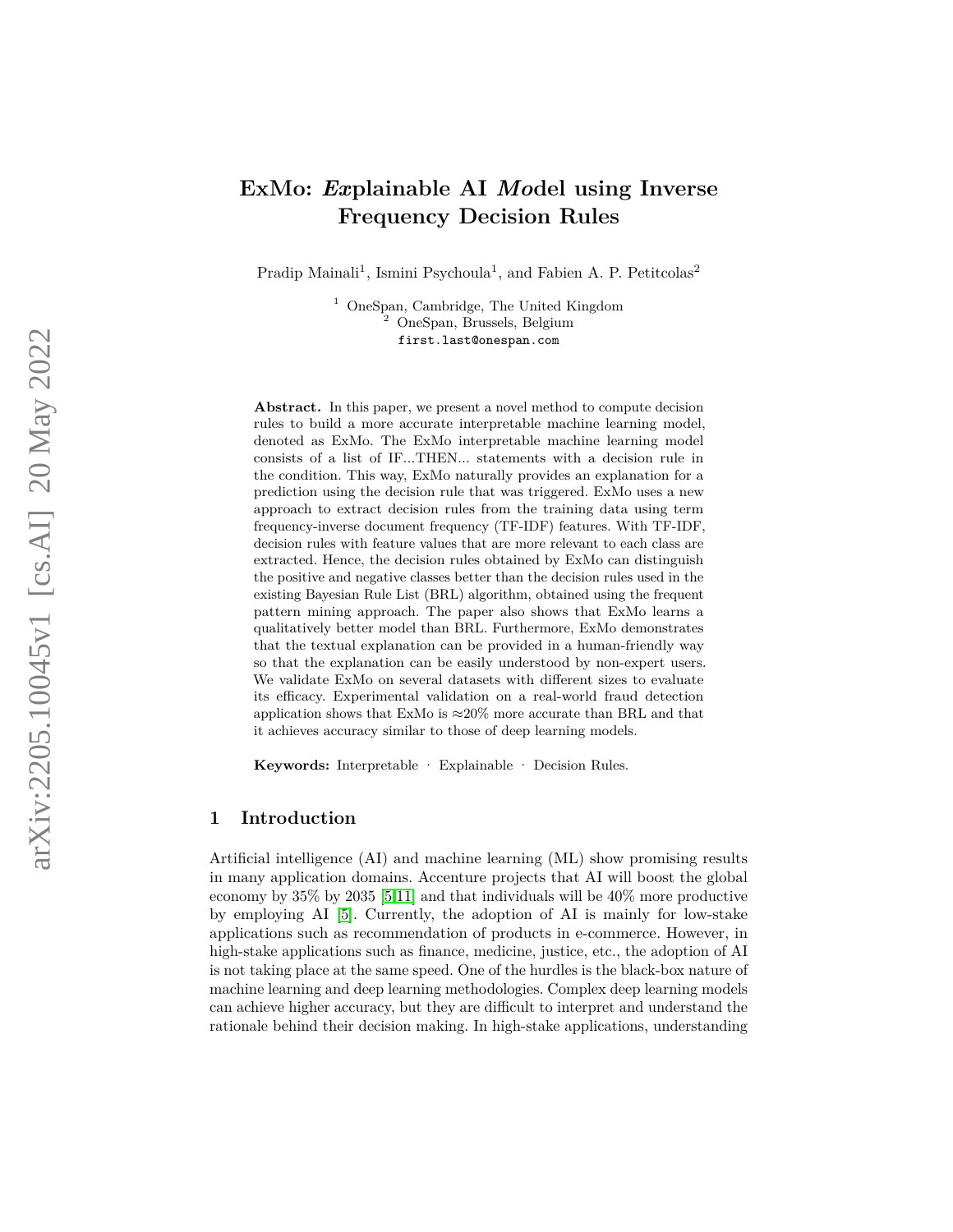# ExMo: *Ex*plainable AI *Mo*del using Inverse Frequency Decision Rules

Pradip Mainali[1], Ismini Psychoula[1], and Fabien A. P. Petitcolas[2]

[1] OneSpan, Cambridge, The United Kingdom
[2] OneSpan, Brussels, Belgium
first.last@onespan.com

**Abstract.** In this paper, we present a novel method to compute decision rules to build a more accurate interpretable machine learning model, denoted as ExMo. The ExMo interpretable machine learning model consists of a list of IF...THEN... statements with a decision rule in the condition. This way, ExMo naturally provides an explanation for a prediction using the decision rule that was triggered. ExMo uses a new approach to extract decision rules from the training data using term frequency-inverse document frequency (TF-IDF) features. With TF-IDF, decision rules with feature values that are more relevant to each class are extracted. Hence, the decision rules obtained by ExMo can distinguish the positive and negative classes better than the decision rules used in the existing Bayesian Rule List (BRL) algorithm, obtained using the frequent pattern mining approach. The paper also shows that ExMo learns a qualitatively better model than BRL. Furthermore, ExMo demonstrates that the textual explanation can be provided in a human-friendly way so that the explanation can be easily understood by non-expert users. We validate ExMo on several datasets with different sizes to evaluate its efficacy. Experimental validation on a real-world fraud detection application shows that ExMo is ≈20% more accurate than BRL and that it achieves accuracy similar to those of deep learning models.

**Keywords:** Interpretable · Explainable · Decision Rules.

## 1 Introduction

Artificial intelligence (AI) and machine learning (ML) show promising results in many application domains. Accenture projects that AI will boost the global economy by 35% by 2035 [5,11] and that individuals will be 40% more productive by employing AI [5]. Currently, the adoption of AI is mainly for low-stake applications such as recommendation of products in e-commerce. However, in high-stake applications such as finance, medicine, justice, etc., the adoption of AI is not taking place at the same speed. One of the hurdles is the black-box nature of machine learning and deep learning methodologies. Complex deep learning models can achieve higher accuracy, but they are difficult to interpret and understand the rationale behind their decision making. In high-stake applications, understanding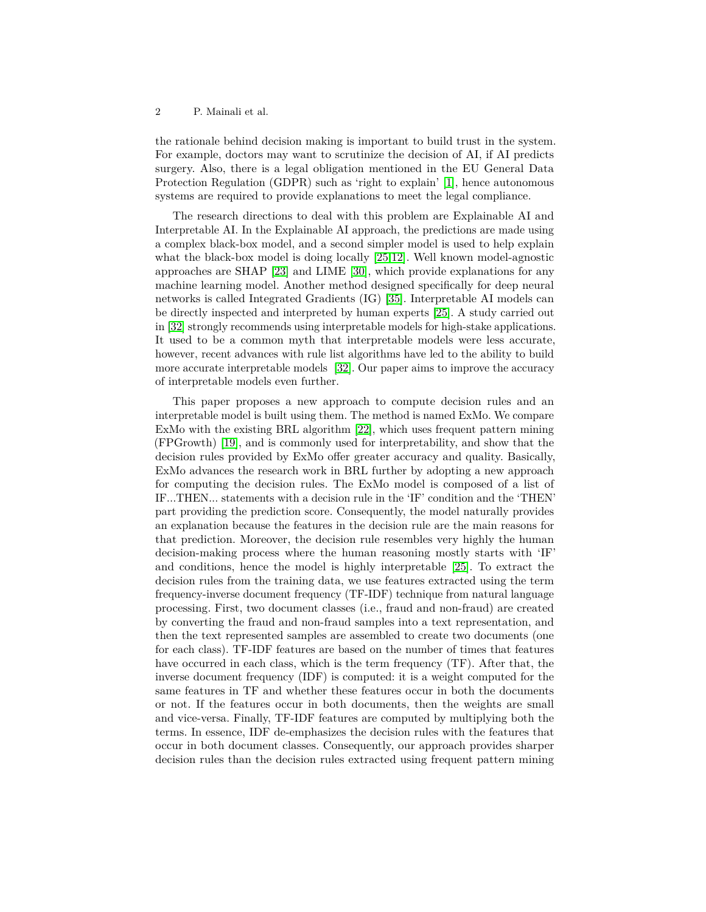the rationale behind decision making is important to build trust in the system. For example, doctors may want to scrutinize the decision of AI, if AI predicts surgery. Also, there is a legal obligation mentioned in the EU General Data Protection Regulation (GDPR) such as 'right to explain' [1], hence autonomous systems are required to provide explanations to meet the legal compliance.

The research directions to deal with this problem are Explainable AI and Interpretable AI. In the Explainable AI approach, the predictions are made using a complex black-box model, and a second simpler model is used to help explain what the black-box model is doing locally [25,12]. Well known model-agnostic approaches are SHAP [23] and LIME [30], which provide explanations for any machine learning model. Another method designed specifically for deep neural networks is called Integrated Gradients (IG) [35]. Interpretable AI models can be directly inspected and interpreted by human experts [25]. A study carried out in [32] strongly recommends using interpretable models for high-stake applications. It used to be a common myth that interpretable models were less accurate, however, recent advances with rule list algorithms have led to the ability to build more accurate interpretable models [32]. Our paper aims to improve the accuracy of interpretable models even further.

This paper proposes a new approach to compute decision rules and an interpretable model is built using them. The method is named ExMo. We compare ExMo with the existing BRL algorithm [22], which uses frequent pattern mining (FPGrowth) [19], and is commonly used for interpretability, and show that the decision rules provided by ExMo offer greater accuracy and quality. Basically, ExMo advances the research work in BRL further by adopting a new approach for computing the decision rules. The ExMo model is composed of a list of IF...THEN... statements with a decision rule in the 'IF' condition and the 'THEN' part providing the prediction score. Consequently, the model naturally provides an explanation because the features in the decision rule are the main reasons for that prediction. Moreover, the decision rule resembles very highly the human decision-making process where the human reasoning mostly starts with 'IF' and conditions, hence the model is highly interpretable [25]. To extract the decision rules from the training data, we use features extracted using the term frequency-inverse document frequency (TF-IDF) technique from natural language processing. First, two document classes (i.e., fraud and non-fraud) are created by converting the fraud and non-fraud samples into a text representation, and then the text represented samples are assembled to create two documents (one for each class). TF-IDF features are based on the number of times that features have occurred in each class, which is the term frequency (TF). After that, the inverse document frequency (IDF) is computed: it is a weight computed for the same features in TF and whether these features occur in both the documents or not. If the features occur in both documents, then the weights are small and vice-versa. Finally, TF-IDF features are computed by multiplying both the terms. In essence, IDF de-emphasizes the decision rules with the features that occur in both document classes. Consequently, our approach provides sharper decision rules than the decision rules extracted using frequent pattern mining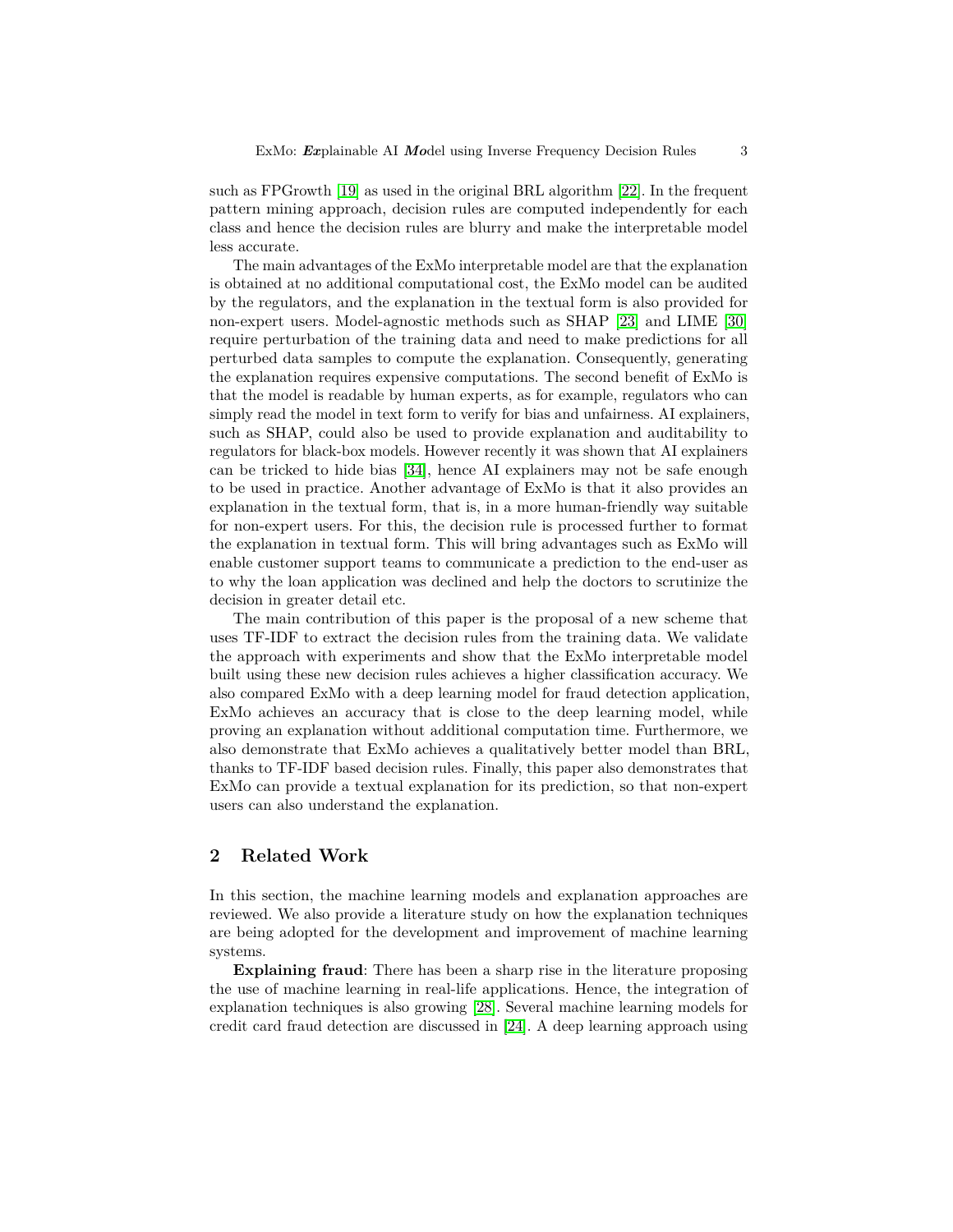such as FPGrowth [19] as used in the original BRL algorithm [22]. In the frequent pattern mining approach, decision rules are computed independently for each class and hence the decision rules are blurry and make the interpretable model less accurate.

The main advantages of the ExMo interpretable model are that the explanation is obtained at no additional computational cost, the ExMo model can be audited by the regulators, and the explanation in the textual form is also provided for non-expert users. Model-agnostic methods such as SHAP [23] and LIME [30] require perturbation of the training data and need to make predictions for all perturbed data samples to compute the explanation. Consequently, generating the explanation requires expensive computations. The second benefit of ExMo is that the model is readable by human experts, as for example, regulators who can simply read the model in text form to verify for bias and unfairness. AI explainers, such as SHAP, could also be used to provide explanation and auditability to regulators for black-box models. However recently it was shown that AI explainers can be tricked to hide bias [34], hence AI explainers may not be safe enough to be used in practice. Another advantage of ExMo is that it also provides an explanation in the textual form, that is, in a more human-friendly way suitable for non-expert users. For this, the decision rule is processed further to format the explanation in textual form. This will bring advantages such as ExMo will enable customer support teams to communicate a prediction to the end-user as to why the loan application was declined and help the doctors to scrutinize the decision in greater detail etc.

The main contribution of this paper is the proposal of a new scheme that uses TF-IDF to extract the decision rules from the training data. We validate the approach with experiments and show that the ExMo interpretable model built using these new decision rules achieves a higher classification accuracy. We also compared ExMo with a deep learning model for fraud detection application, ExMo achieves an accuracy that is close to the deep learning model, while proving an explanation without additional computation time. Furthermore, we also demonstrate that ExMo achieves a qualitatively better model than BRL, thanks to TF-IDF based decision rules. Finally, this paper also demonstrates that ExMo can provide a textual explanation for its prediction, so that non-expert users can also understand the explanation.

## 2 Related Work

In this section, the machine learning models and explanation approaches are reviewed. We also provide a literature study on how the explanation techniques are being adopted for the development and improvement of machine learning systems.

**Explaining fraud**: There has been a sharp rise in the literature proposing the use of machine learning in real-life applications. Hence, the integration of explanation techniques is also growing [28]. Several machine learning models for credit card fraud detection are discussed in [24]. A deep learning approach using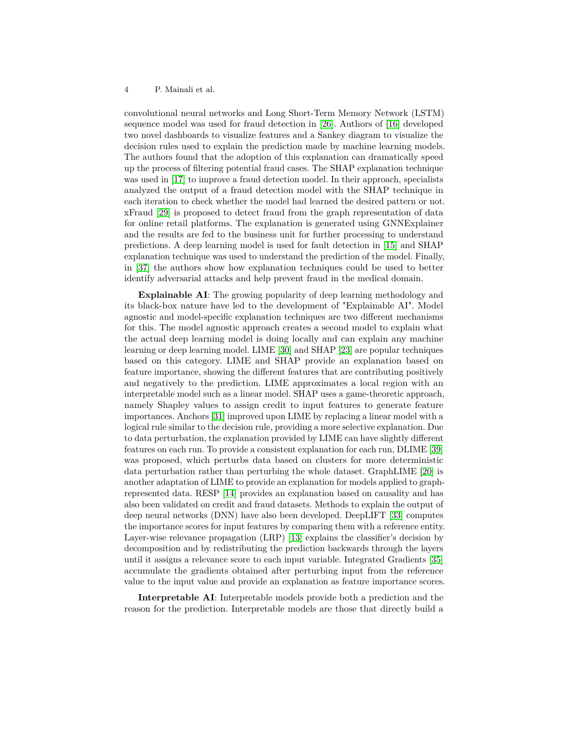convolutional neural networks and Long Short-Term Memory Network (LSTM) sequence model was used for fraud detection in [26]. Authors of [16] developed two novel dashboards to visualize features and a Sankey diagram to visualize the decision rules used to explain the prediction made by machine learning models. The authors found that the adoption of this explanation can dramatically speed up the process of filtering potential fraud cases. The SHAP explanation technique was used in [17] to improve a fraud detection model. In their approach, specialists analyzed the output of a fraud detection model with the SHAP technique in each iteration to check whether the model had learned the desired pattern or not. xFraud [29] is proposed to detect fraud from the graph representation of data for online retail platforms. The explanation is generated using GNNExplainer and the results are fed to the business unit for further processing to understand predictions. A deep learning model is used for fault detection in [15] and SHAP explanation technique was used to understand the prediction of the model. Finally, in [37] the authors show how explanation techniques could be used to better identify adversarial attacks and help prevent fraud in the medical domain.

**Explainable AI**: The growing popularity of deep learning methodology and its black-box nature have led to the development of "Explainable AI". Model agnostic and model-specific explanation techniques are two different mechanisms for this. The model agnostic approach creates a second model to explain what the actual deep learning model is doing locally and can explain any machine learning or deep learning model. LIME [30] and SHAP [23] are popular techniques based on this category. LIME and SHAP provide an explanation based on feature importance, showing the different features that are contributing positively and negatively to the prediction. LIME approximates a local region with an interpretable model such as a linear model. SHAP uses a game-theoretic approach, namely Shapley values to assign credit to input features to generate feature importances. Anchors [31] improved upon LIME by replacing a linear model with a logical rule similar to the decision rule, providing a more selective explanation. Due to data perturbation, the explanation provided by LIME can have slightly different features on each run. To provide a consistent explanation for each run, DLIME [39] was proposed, which perturbs data based on clusters for more deterministic data perturbation rather than perturbing the whole dataset. GraphLIME [20] is another adaptation of LIME to provide an explanation for models applied to graph-represented data. RESP [14] provides an explanation based on causality and has also been validated on credit and fraud datasets. Methods to explain the output of deep neural networks (DNN) have also been developed. DeepLIFT [33] computes the importance scores for input features by comparing them with a reference entity. Layer-wise relevance propagation (LRP) [13] explains the classifier's decision by decomposition and by redistributing the prediction backwards through the layers until it assigns a relevance score to each input variable. Integrated Gradients [35] accumulate the gradients obtained after perturbing input from the reference value to the input value and provide an explanation as feature importance scores.

**Interpretable AI**: Interpretable models provide both a prediction and the reason for the prediction. Interpretable models are those that directly build a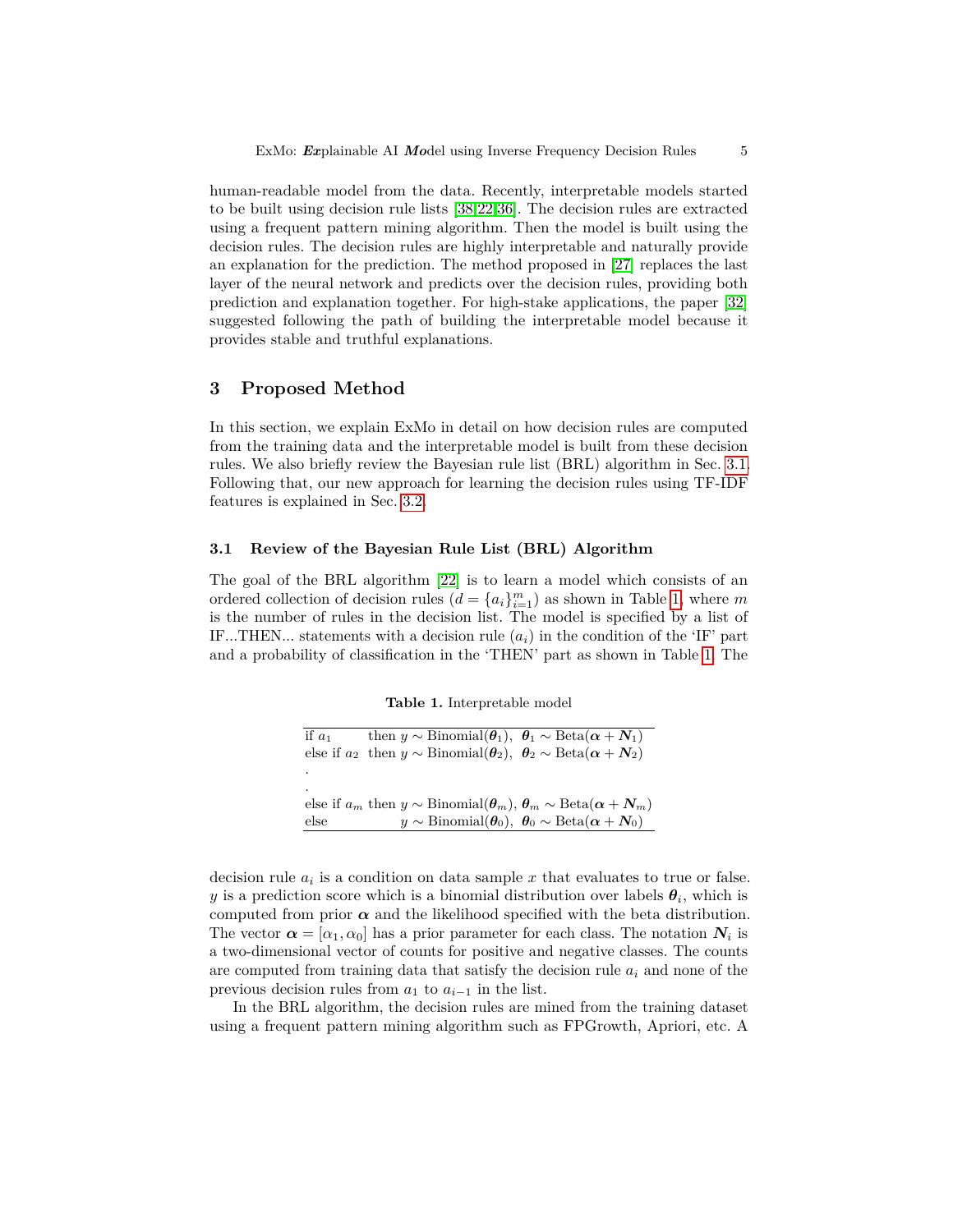human-readable model from the data. Recently, interpretable models started to be built using decision rule lists [38,22,36]. The decision rules are extracted using a frequent pattern mining algorithm. Then the model is built using the decision rules. The decision rules are highly interpretable and naturally provide an explanation for the prediction. The method proposed in [27] replaces the last layer of the neural network and predicts over the decision rules, providing both prediction and explanation together. For high-stake applications, the paper [32] suggested following the path of building the interpretable model because it provides stable and truthful explanations.

## 3 Proposed Method

In this section, we explain ExMo in detail on how decision rules are computed from the training data and the interpretable model is built from these decision rules. We also briefly review the Bayesian rule list (BRL) algorithm in Sec. 3.1. Following that, our new approach for learning the decision rules using TF-IDF features is explained in Sec. 3.2.

### 3.1 Review of the Bayesian Rule List (BRL) Algorithm

The goal of the BRL algorithm [22] is to learn a model which consists of an ordered collection of decision rules ($d = \{a_i\}_{i=1}^{m}$) as shown in Table 1, where $m$ is the number of rules in the decision list. The model is specified by a list of IF...THEN... statements with a decision rule ($a_i$) in the condition of the 'IF' part and a probability of classification in the 'THEN' part as shown in Table 1. The

**Table 1.** Interpretable model

| | |
|---|---|
| if $a_1$ | then $y \sim \text{Binomial}(\boldsymbol{\theta}_1)$, $\boldsymbol{\theta}_1 \sim \text{Beta}(\boldsymbol{\alpha} + \boldsymbol{N}_1)$ |
| else if $a_2$ | then $y \sim \text{Binomial}(\boldsymbol{\theta}_2)$, $\boldsymbol{\theta}_2 \sim \text{Beta}(\boldsymbol{\alpha} + \boldsymbol{N}_2)$ |
| . | |
| . | |
| else if $a_m$ | then $y \sim \text{Binomial}(\boldsymbol{\theta}_m)$, $\boldsymbol{\theta}_m \sim \text{Beta}(\boldsymbol{\alpha} + \boldsymbol{N}_m)$ |
| else | $y \sim \text{Binomial}(\boldsymbol{\theta}_0)$, $\boldsymbol{\theta}_0 \sim \text{Beta}(\boldsymbol{\alpha} + \boldsymbol{N}_0)$ |

decision rule $a_i$ is a condition on data sample $x$ that evaluates to true or false. $y$ is a prediction score which is a binomial distribution over labels $\boldsymbol{\theta}_i$, which is computed from prior $\boldsymbol{\alpha}$ and the likelihood specified with the beta distribution. The vector $\boldsymbol{\alpha} = [\alpha_1, \alpha_0]$ has a prior parameter for each class. The notation $\boldsymbol{N}_i$ is a two-dimensional vector of counts for positive and negative classes. The counts are computed from training data that satisfy the decision rule $a_i$ and none of the previous decision rules from $a_1$ to $a_{i-1}$ in the list.

In the BRL algorithm, the decision rules are mined from the training dataset using a frequent pattern mining algorithm such as FPGrowth, Apriori, etc. A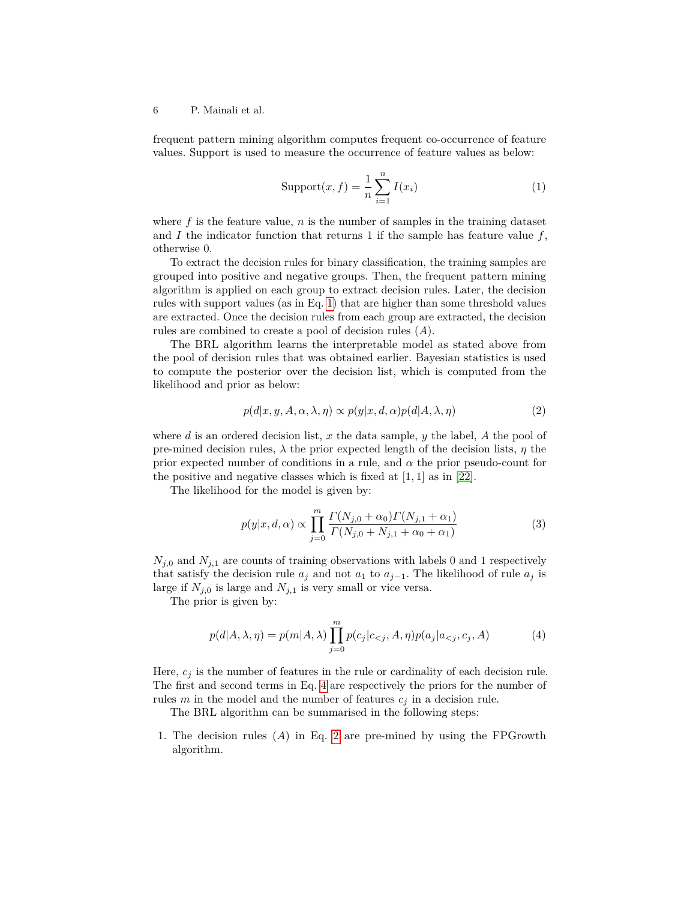frequent pattern mining algorithm computes frequent co-occurrence of feature values. Support is used to measure the occurrence of feature values as below:

$$\text{Support}(x, f) = \frac{1}{n} \sum_{i=1}^{n} I(x_i) \tag{1}$$

where $f$ is the feature value, $n$ is the number of samples in the training dataset and $I$ the indicator function that returns 1 if the sample has feature value $f$, otherwise 0.

To extract the decision rules for binary classification, the training samples are grouped into positive and negative groups. Then, the frequent pattern mining algorithm is applied on each group to extract decision rules. Later, the decision rules with support values (as in Eq. 1) that are higher than some threshold values are extracted. Once the decision rules from each group are extracted, the decision rules are combined to create a pool of decision rules ($A$).

The BRL algorithm learns the interpretable model as stated above from the pool of decision rules that was obtained earlier. Bayesian statistics is used to compute the posterior over the decision list, which is computed from the likelihood and prior as below:

$$p(d|x, y, A, \alpha, \lambda, \eta) \propto p(y|x, d, \alpha) p(d|A, \lambda, \eta) \tag{2}$$

where $d$ is an ordered decision list, $x$ the data sample, $y$ the label, $A$ the pool of pre-mined decision rules, $\lambda$ the prior expected length of the decision lists, $\eta$ the prior expected number of conditions in a rule, and $\alpha$ the prior pseudo-count for the positive and negative classes which is fixed at $[1, 1]$ as in [22].

The likelihood for the model is given by:

$$p(y|x, d, \alpha) \propto \prod_{j=0}^{m} \frac{\Gamma(N_{j,0} + \alpha_0)\Gamma(N_{j,1} + \alpha_1)}{\Gamma(N_{j,0} + N_{j,1} + \alpha_0 + \alpha_1)} \tag{3}$$

$N_{j,0}$ and $N_{j,1}$ are counts of training observations with labels 0 and 1 respectively that satisfy the decision rule $a_j$ and not $a_1$ to $a_{j-1}$. The likelihood of rule $a_j$ is large if $N_{j,0}$ is large and $N_{j,1}$ is very small or vice versa.

The prior is given by:

$$p(d|A, \lambda, \eta) = p(m|A, \lambda) \prod_{j=0}^{m} p(c_j|c_{<j}, A, \eta) p(a_j|a_{<j}, c_j, A) \tag{4}$$

Here, $c_j$ is the number of features in the rule or cardinality of each decision rule. The first and second terms in Eq. 4 are respectively the priors for the number of rules $m$ in the model and the number of features $c_j$ in a decision rule.

The BRL algorithm can be summarised in the following steps:

1. The decision rules ($A$) in Eq. 2 are pre-mined by using the FPGrowth algorithm.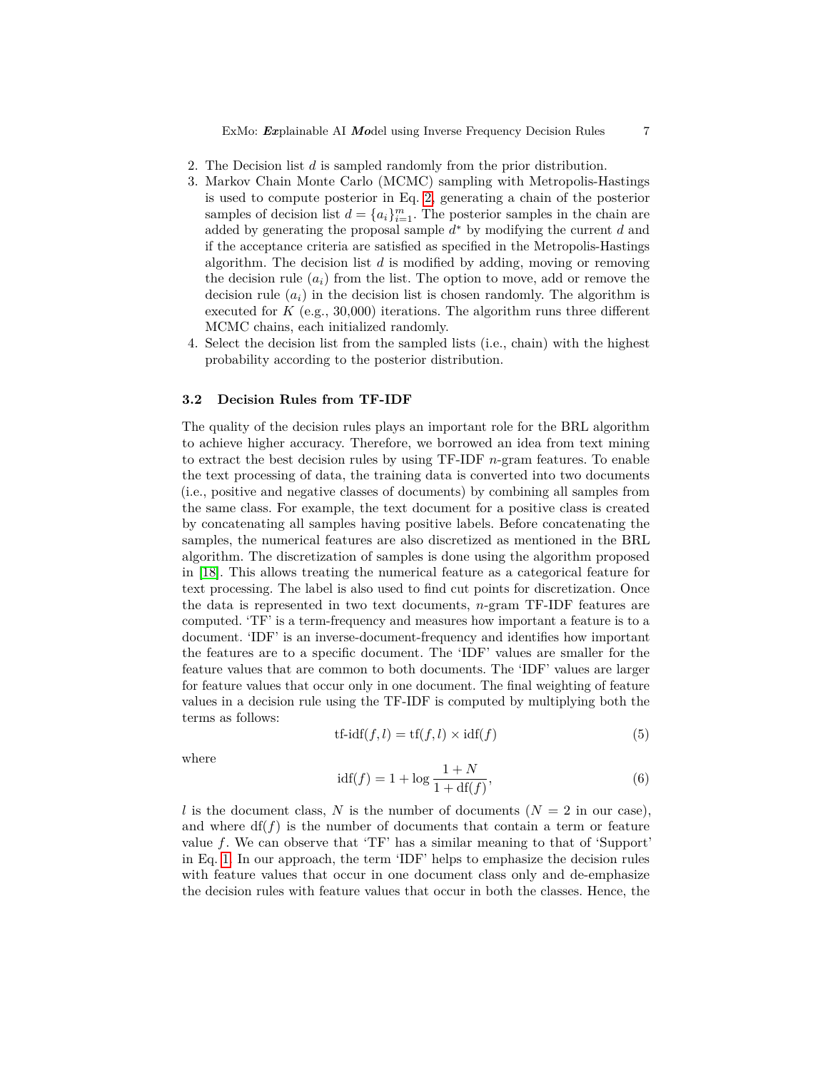2. The Decision list $d$ is sampled randomly from the prior distribution.
3. Markov Chain Monte Carlo (MCMC) sampling with Metropolis-Hastings is used to compute posterior in Eq. 2, generating a chain of the posterior samples of decision list $d = \{a_i\}_{i=1}^{m}$. The posterior samples in the chain are added by generating the proposal sample $d^*$ by modifying the current $d$ and if the acceptance criteria are satisfied as specified in the Metropolis-Hastings algorithm. The decision list $d$ is modified by adding, moving or removing the decision rule ($a_i$) from the list. The option to move, add or remove the decision rule ($a_i$) in the decision list is chosen randomly. The algorithm is executed for $K$ (e.g., 30,000) iterations. The algorithm runs three different MCMC chains, each initialized randomly.
4. Select the decision list from the sampled lists (i.e., chain) with the highest probability according to the posterior distribution.

### 3.2 Decision Rules from TF-IDF

The quality of the decision rules plays an important role for the BRL algorithm to achieve higher accuracy. Therefore, we borrowed an idea from text mining to extract the best decision rules by using TF-IDF $n$-gram features. To enable the text processing of data, the training data is converted into two documents (i.e., positive and negative classes of documents) by combining all samples from the same class. For example, the text document for a positive class is created by concatenating all samples having positive labels. Before concatenating the samples, the numerical features are also discretized as mentioned in the BRL algorithm. The discretization of samples is done using the algorithm proposed in [18]. This allows treating the numerical feature as a categorical feature for text processing. The label is also used to find cut points for discretization. Once the data is represented in two text documents, $n$-gram TF-IDF features are computed. 'TF' is a term-frequency and measures how important a feature is to a document. 'IDF' is an inverse-document-frequency and identifies how important the features are to a specific document. The 'IDF' values are smaller for the feature values that are common to both documents. The 'IDF' values are larger for feature values that occur only in one document. The final weighting of feature values in a decision rule using the TF-IDF is computed by multiplying both the terms as follows:

$$\text{tf-idf}(f, l) = \text{tf}(f, l) \times \text{idf}(f) \tag{5}$$

where

$$\text{idf}(f) = 1 + \log \frac{1 + N}{1 + \text{df}(f)}, \tag{6}$$

$l$ is the document class, $N$ is the number of documents ($N = 2$ in our case), and where $\text{df}(f)$ is the number of documents that contain a term or feature value $f$. We can observe that 'TF' has a similar meaning to that of 'Support' in Eq. 1. In our approach, the term 'IDF' helps to emphasize the decision rules with feature values that occur in one document class only and de-emphasize the decision rules with feature values that occur in both the classes. Hence, the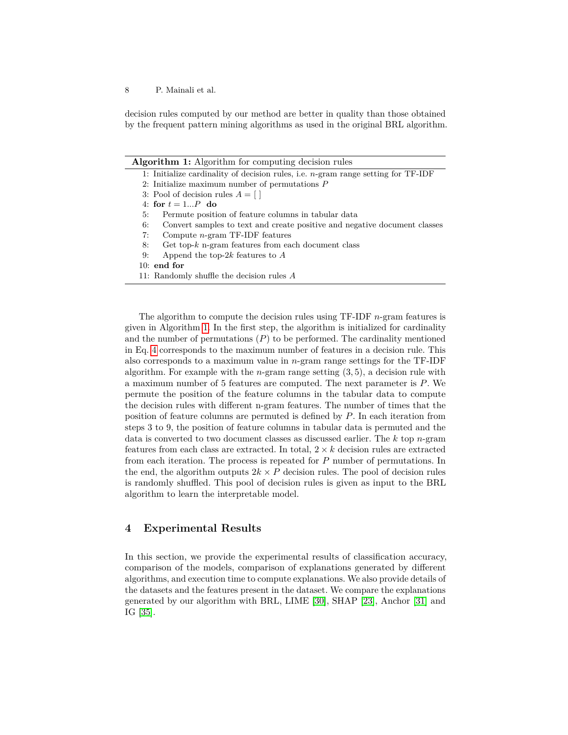decision rules computed by our method are better in quality than those obtained by the frequent pattern mining algorithms as used in the original BRL algorithm.

**Algorithm 1:** Algorithm for computing decision rules

```
1: Initialize cardinality of decision rules, i.e. n-gram range setting for TF-IDF
2: Initialize maximum number of permutations P
3: Pool of decision rules A = [ ]
4: for t = 1...P do
5:     Permute position of feature columns in tabular data
6:     Convert samples to text and create positive and negative document classes
7:     Compute n-gram TF-IDF features
8:     Get top-k n-gram features from each document class
9:     Append the top-2k features to A
10: end for
11: Randomly shuffle the decision rules A
```

The algorithm to compute the decision rules using TF-IDF $n$-gram features is given in Algorithm 1. In the first step, the algorithm is initialized for cardinality and the number of permutations ($P$) to be performed. The cardinality mentioned in Eq. 4 corresponds to the maximum number of features in a decision rule. This also corresponds to a maximum value in $n$-gram range settings for the TF-IDF algorithm. For example with the $n$-gram range setting $(3, 5)$, a decision rule with a maximum number of 5 features are computed. The next parameter is $P$. We permute the position of the feature columns in the tabular data to compute the decision rules with different n-gram features. The number of times that the position of feature columns are permuted is defined by $P$. In each iteration from steps 3 to 9, the position of feature columns in tabular data is permuted and the data is converted to two document classes as discussed earlier. The $k$ top $n$-gram features from each class are extracted. In total, $2 \times k$ decision rules are extracted from each iteration. The process is repeated for $P$ number of permutations. In the end, the algorithm outputs $2k \times P$ decision rules. The pool of decision rules is randomly shuffled. This pool of decision rules is given as input to the BRL algorithm to learn the interpretable model.

## 4 Experimental Results

In this section, we provide the experimental results of classification accuracy, comparison of the models, comparison of explanations generated by different algorithms, and execution time to compute explanations. We also provide details of the datasets and the features present in the dataset. We compare the explanations generated by our algorithm with BRL, LIME [30], SHAP [23], Anchor [31] and IG [35].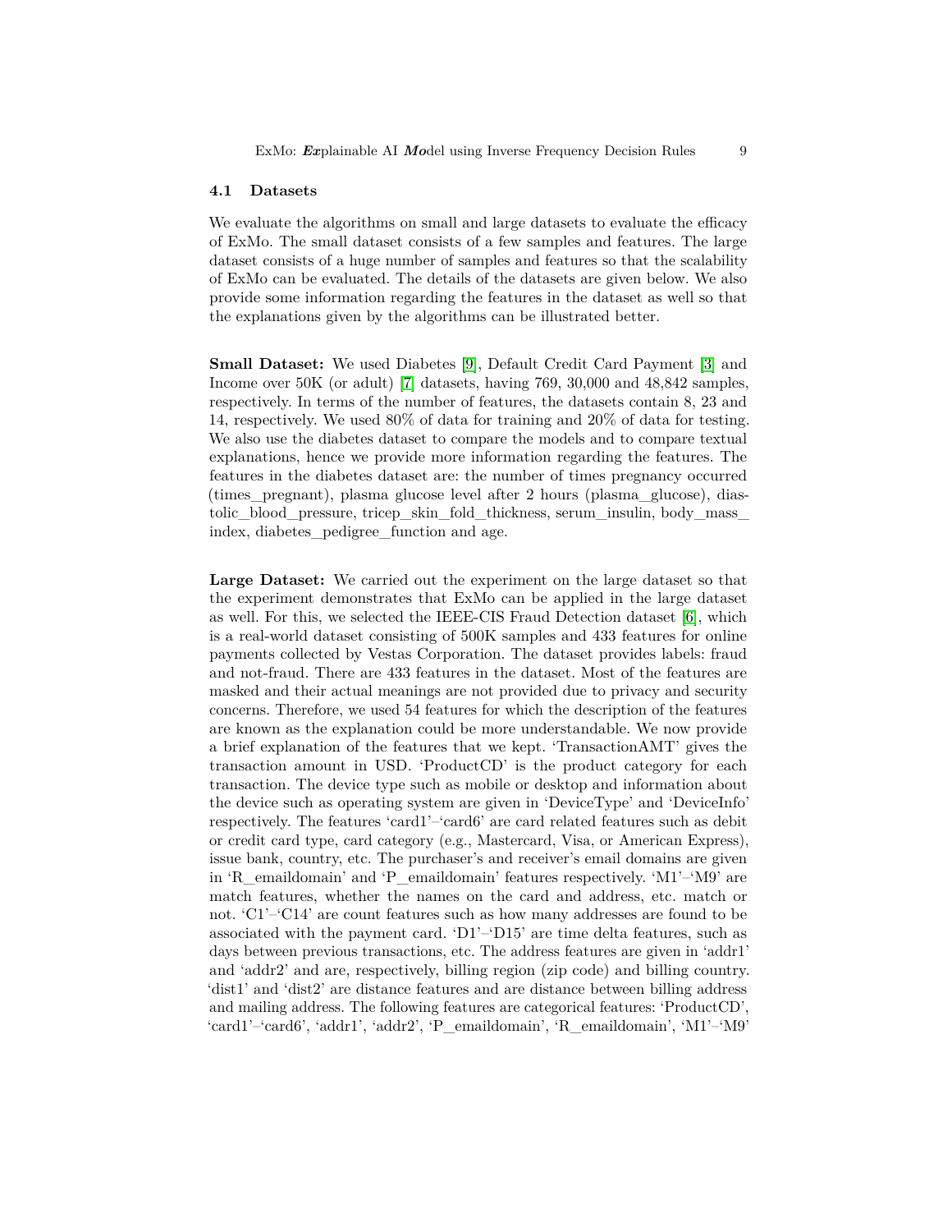### 4.1 Datasets

We evaluate the algorithms on small and large datasets to evaluate the efficacy of ExMo. The small dataset consists of a few samples and features. The large dataset consists of a huge number of samples and features so that the scalability of ExMo can be evaluated. The details of the datasets are given below. We also provide some information regarding the features in the dataset as well so that the explanations given by the algorithms can be illustrated better.

**Small Dataset:** We used Diabetes [9], Default Credit Card Payment [3] and Income over 50K (or adult) [7] datasets, having 769, 30,000 and 48,842 samples, respectively. In terms of the number of features, the datasets contain 8, 23 and 14, respectively. We used 80% of data for training and 20% of data for testing. We also use the diabetes dataset to compare the models and to compare textual explanations, hence we provide more information regarding the features. The features in the diabetes dataset are: the number of times pregnancy occurred (times_pregnant), plasma glucose level after 2 hours (plasma_glucose), diastolic_blood_pressure, tricep_skin_fold_thickness, serum_insulin, body_mass_index, diabetes_pedigree_function and age.

**Large Dataset:** We carried out the experiment on the large dataset so that the experiment demonstrates that ExMo can be applied in the large dataset as well. For this, we selected the IEEE-CIS Fraud Detection dataset [6], which is a real-world dataset consisting of 500K samples and 433 features for online payments collected by Vestas Corporation. The dataset provides labels: fraud and not-fraud. There are 433 features in the dataset. Most of the features are masked and their actual meanings are not provided due to privacy and security concerns. Therefore, we used 54 features for which the description of the features are known as the explanation could be more understandable. We now provide a brief explanation of the features that we kept. 'TransactionAMT' gives the transaction amount in USD. 'ProductCD' is the product category for each transaction. The device type such as mobile or desktop and information about the device such as operating system are given in 'DeviceType' and 'DeviceInfo' respectively. The features 'card1'–'card6' are card related features such as debit or credit card type, card category (e.g., Mastercard, Visa, or American Express), issue bank, country, etc. The purchaser's and receiver's email domains are given in 'R_emaildomain' and 'P_emaildomain' features respectively. 'M1'–'M9' are match features, whether the names on the card and address, etc. match or not. 'C1'–'C14' are count features such as how many addresses are found to be associated with the payment card. 'D1'–'D15' are time delta features, such as days between previous transactions, etc. The address features are given in 'addr1' and 'addr2' and are, respectively, billing region (zip code) and billing country. 'dist1' and 'dist2' are distance features and are distance between billing address and mailing address. The following features are categorical features: 'ProductCD', 'card1'–'card6', 'addr1', 'addr2', 'P_emaildomain', 'R_emaildomain', 'M1'–'M9'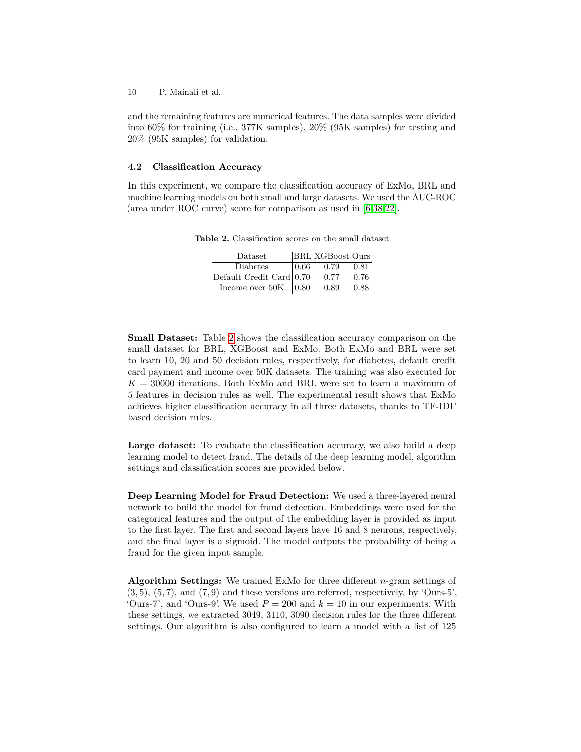and the remaining features are numerical features. The data samples were divided into 60% for training (i.e., 377K samples), 20% (95K samples) for testing and 20% (95K samples) for validation.

### 4.2 Classification Accuracy

In this experiment, we compare the classification accuracy of ExMo, BRL and machine learning models on both small and large datasets. We used the AUC-ROC (area under ROC curve) score for comparison as used in [6,38,22].

**Table 2.** Classification scores on the small dataset

| Dataset | BRL | XGBoost | Ours |
|---|---|---|---|
| Diabetes | 0.66 | 0.79 | 0.81 |
| Default Credit Card | 0.70 | 0.77 | 0.76 |
| Income over 50K | 0.80 | 0.89 | 0.88 |

**Small Dataset:** Table 2 shows the classification accuracy comparison on the small dataset for BRL, XGBoost and ExMo. Both ExMo and BRL were set to learn 10, 20 and 50 decision rules, respectively, for diabetes, default credit card payment and income over 50K datasets. The training was also executed for $K = 30000$ iterations. Both ExMo and BRL were set to learn a maximum of 5 features in decision rules as well. The experimental result shows that ExMo achieves higher classification accuracy in all three datasets, thanks to TF-IDF based decision rules.

**Large dataset:** To evaluate the classification accuracy, we also build a deep learning model to detect fraud. The details of the deep learning model, algorithm settings and classification scores are provided below.

**Deep Learning Model for Fraud Detection:** We used a three-layered neural network to build the model for fraud detection. Embeddings were used for the categorical features and the output of the embedding layer is provided as input to the first layer. The first and second layers have 16 and 8 neurons, respectively, and the final layer is a sigmoid. The model outputs the probability of being a fraud for the given input sample.

**Algorithm Settings:** We trained ExMo for three different $n$-gram settings of $(3, 5)$, $(5, 7)$, and $(7, 9)$ and these versions are referred, respectively, by 'Ours-5', 'Ours-7', and 'Ours-9'. We used $P = 200$ and $k = 10$ in our experiments. With these settings, we extracted 3049, 3110, 3090 decision rules for the three different settings. Our algorithm is also configured to learn a model with a list of 125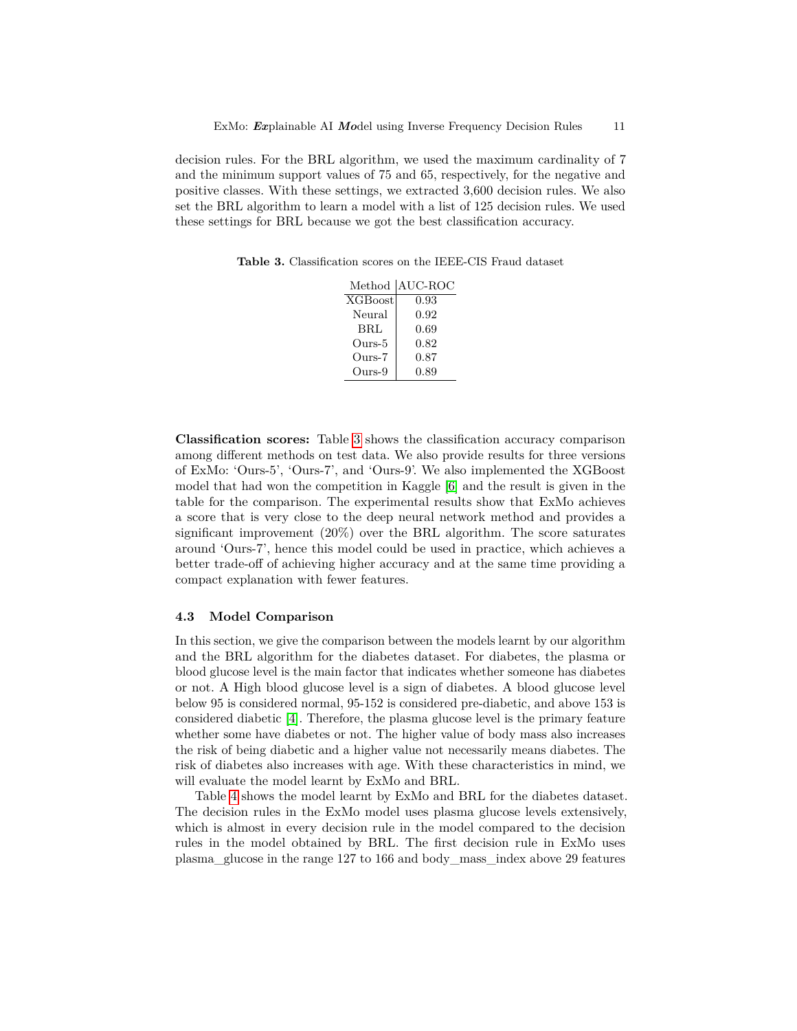decision rules. For the BRL algorithm, we used the maximum cardinality of 7 and the minimum support values of 75 and 65, respectively, for the negative and positive classes. With these settings, we extracted 3,600 decision rules. We also set the BRL algorithm to learn a model with a list of 125 decision rules. We used these settings for BRL because we got the best classification accuracy.

**Table 3.** Classification scores on the IEEE-CIS Fraud dataset

| Method | AUC-ROC |
|---|---|
| XGBoost | 0.93 |
| Neural | 0.92 |
| BRL | 0.69 |
| Ours-5 | 0.82 |
| Ours-7 | 0.87 |
| Ours-9 | 0.89 |

**Classification scores:** Table 3 shows the classification accuracy comparison among different methods on test data. We also provide results for three versions of ExMo: 'Ours-5', 'Ours-7', and 'Ours-9'. We also implemented the XGBoost model that had won the competition in Kaggle [6] and the result is given in the table for the comparison. The experimental results show that ExMo achieves a score that is very close to the deep neural network method and provides a significant improvement (20%) over the BRL algorithm. The score saturates around 'Ours-7', hence this model could be used in practice, which achieves a better trade-off of achieving higher accuracy and at the same time providing a compact explanation with fewer features.

### 4.3 Model Comparison

In this section, we give the comparison between the models learnt by our algorithm and the BRL algorithm for the diabetes dataset. For diabetes, the plasma or blood glucose level is the main factor that indicates whether someone has diabetes or not. A High blood glucose level is a sign of diabetes. A blood glucose level below 95 is considered normal, 95-152 is considered pre-diabetic, and above 153 is considered diabetic [4]. Therefore, the plasma glucose level is the primary feature whether some have diabetes or not. The higher value of body mass also increases the risk of being diabetic and a higher value not necessarily means diabetes. The risk of diabetes also increases with age. With these characteristics in mind, we will evaluate the model learnt by ExMo and BRL.

Table 4 shows the model learnt by ExMo and BRL for the diabetes dataset. The decision rules in the ExMo model uses plasma glucose levels extensively, which is almost in every decision rule in the model compared to the decision rules in the model obtained by BRL. The first decision rule in ExMo uses plasma_glucose in the range 127 to 166 and body_mass_index above 29 features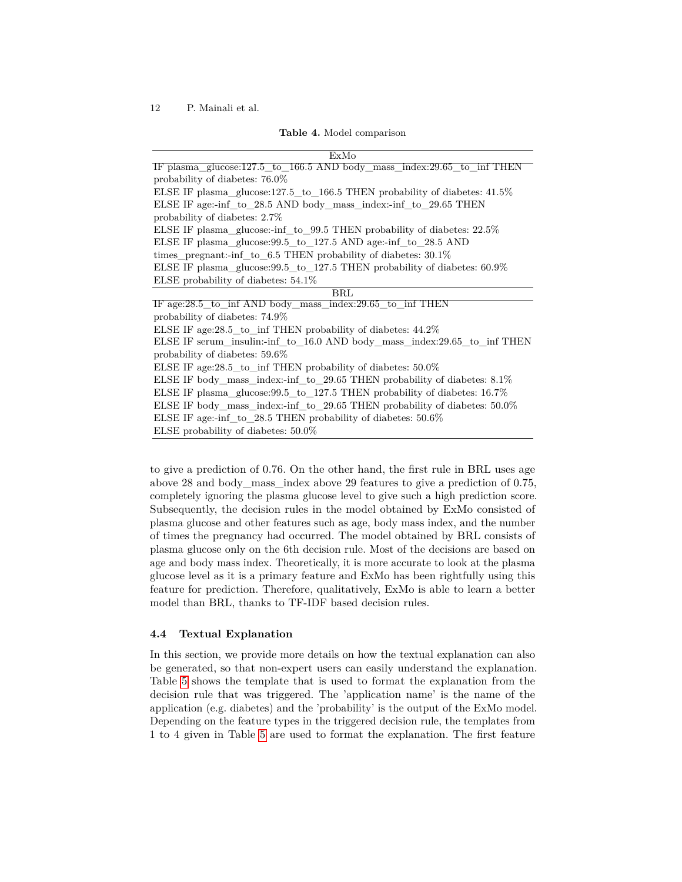**Table 4.** Model comparison

| ExMo |
|---|
| IF plasma_glucose:127.5_to_166.5 AND body_mass_index:29.65_to_inf THEN probability of diabetes: 76.0% |
| ELSE IF plasma_glucose:127.5_to_166.5 THEN probability of diabetes: 41.5% |
| ELSE IF age:-inf_to_28.5 AND body_mass_index:-inf_to_29.65 THEN probability of diabetes: 2.7% |
| ELSE IF plasma_glucose:-inf_to_99.5 THEN probability of diabetes: 22.5% |
| ELSE IF plasma_glucose:99.5_to_127.5 AND age:-inf_to_28.5 AND times_pregnant:-inf_to_6.5 THEN probability of diabetes: 30.1% |
| ELSE IF plasma_glucose:99.5_to_127.5 THEN probability of diabetes: 60.9% |
| ELSE probability of diabetes: 54.1% |
| **BRL** |
| IF age:28.5_to_inf AND body_mass_index:29.65_to_inf THEN probability of diabetes: 74.9% |
| ELSE IF age:28.5_to_inf THEN probability of diabetes: 44.2% |
| ELSE IF serum_insulin:-inf_to_16.0 AND body_mass_index:29.65_to_inf THEN probability of diabetes: 59.6% |
| ELSE IF age:28.5_to_inf THEN probability of diabetes: 50.0% |
| ELSE IF body_mass_index:-inf_to_29.65 THEN probability of diabetes: 8.1% |
| ELSE IF plasma_glucose:99.5_to_127.5 THEN probability of diabetes: 16.7% |
| ELSE IF body_mass_index:-inf_to_29.65 THEN probability of diabetes: 50.0% |
| ELSE IF age:-inf_to_28.5 THEN probability of diabetes: 50.6% |
| ELSE probability of diabetes: 50.0% |

to give a prediction of 0.76. On the other hand, the first rule in BRL uses age above 28 and body_mass_index above 29 features to give a prediction of 0.75, completely ignoring the plasma glucose level to give such a high prediction score. Subsequently, the decision rules in the model obtained by ExMo consisted of plasma glucose and other features such as age, body mass index, and the number of times the pregnancy had occurred. The model obtained by BRL consists of plasma glucose only on the 6th decision rule. Most of the decisions are based on age and body mass index. Theoretically, it is more accurate to look at the plasma glucose level as it is a primary feature and ExMo has been rightfully using this feature for prediction. Therefore, qualitatively, ExMo is able to learn a better model than BRL, thanks to TF-IDF based decision rules.

### 4.4 Textual Explanation

In this section, we provide more details on how the textual explanation can also be generated, so that non-expert users can easily understand the explanation. Table 5 shows the template that is used to format the explanation from the decision rule that was triggered. The 'application name' is the name of the application (e.g. diabetes) and the 'probability' is the output of the ExMo model. Depending on the feature types in the triggered decision rule, the templates from 1 to 4 given in Table 5 are used to format the explanation. The first feature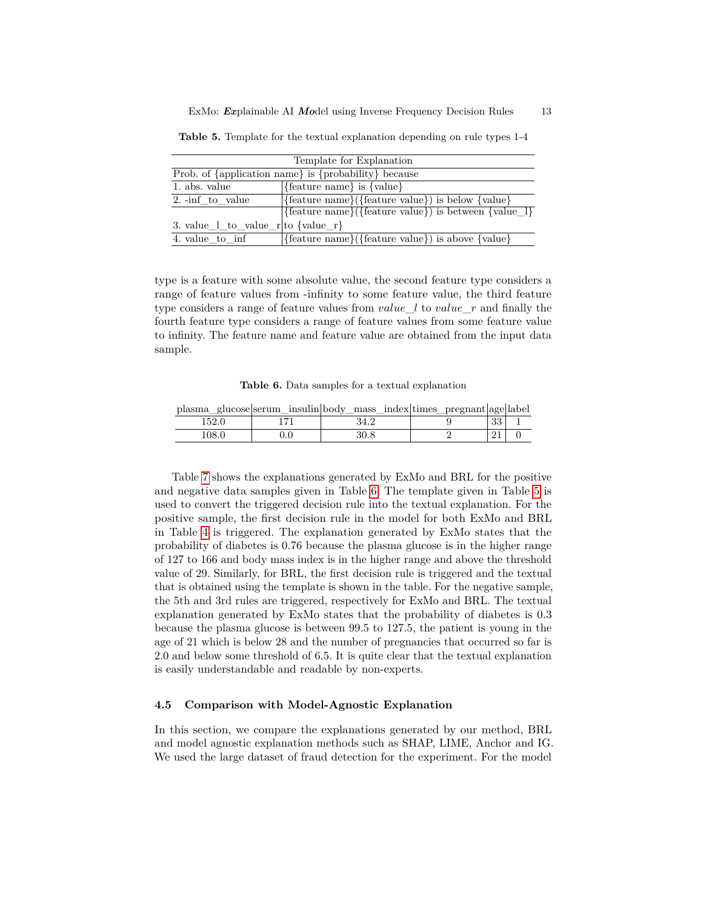**Table 5.** Template for the textual explanation depending on rule types 1-4

| Template for Explanation | |
|---|---|
| Prob. of {application name} is {probability} because | |
| 1. abs. value | {feature name} is {value} |
| 2. -inf_to_value | {feature name}({feature value}) is below {value} |
| 3. value_l_to_value_r | {feature name}({feature value}) is between {value_l} to {value_r} |
| 4. value_to_inf | {feature name}({feature value}) is above {value} |

type is a feature with some absolute value, the second feature type considers a range of feature values from -infinity to some feature value, the third feature type considers a range of feature values from *value_l* to *value_r* and finally the fourth feature type considers a range of feature values from some feature value to infinity. The feature name and feature value are obtained from the input data sample.

**Table 6.** Data samples for a textual explanation

| plasma_glucose | serum_insulin | body_mass_index | times_pregnant | age | label |
|---|---|---|---|---|---|
| 152.0 | 171 | 34.2 | 9 | 33 | 1 |
| 108.0 | 0.0 | 30.8 | 2 | 21 | 0 |

Table 7 shows the explanations generated by ExMo and BRL for the positive and negative data samples given in Table 6. The template given in Table 5 is used to convert the triggered decision rule into the textual explanation. For the positive sample, the first decision rule in the model for both ExMo and BRL in Table 4 is triggered. The explanation generated by ExMo states that the probability of diabetes is 0.76 because the plasma glucose is in the higher range of 127 to 166 and body mass index is in the higher range and above the threshold value of 29. Similarly, for BRL, the first decision rule is triggered and the textual that is obtained using the template is shown in the table. For the negative sample, the 5th and 3rd rules are triggered, respectively for ExMo and BRL. The textual explanation generated by ExMo states that the probability of diabetes is 0.3 because the plasma glucose is between 99.5 to 127.5, the patient is young in the age of 21 which is below 28 and the number of pregnancies that occurred so far is 2.0 and below some threshold of 6.5. It is quite clear that the textual explanation is easily understandable and readable by non-experts.

### 4.5 Comparison with Model-Agnostic Explanation

In this section, we compare the explanations generated by our method, BRL and model agnostic explanation methods such as SHAP, LIME, Anchor and IG. We used the large dataset of fraud detection for the experiment. For the model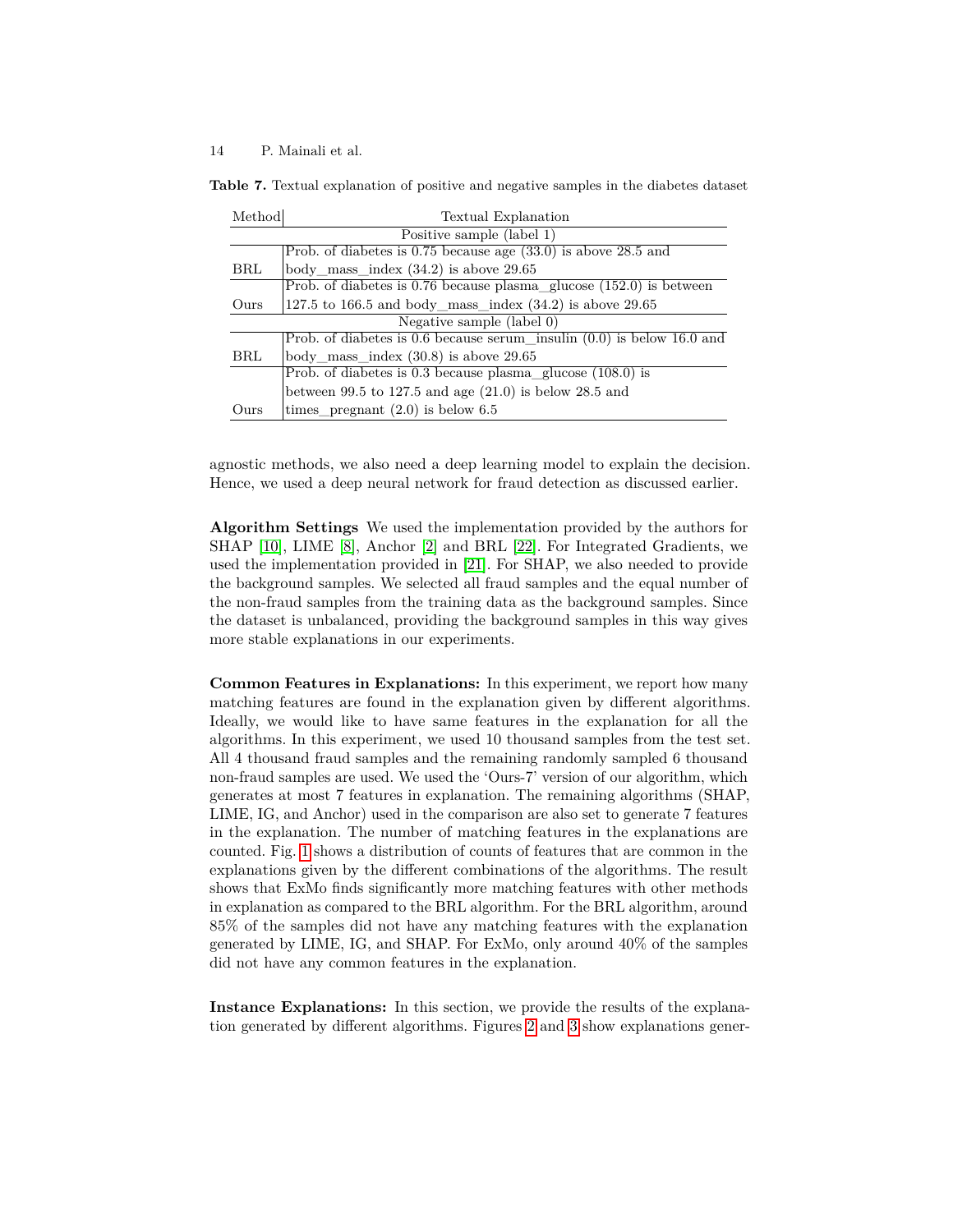**Table 7.** Textual explanation of positive and negative samples in the diabetes dataset

| Method | Textual Explanation |
|---|---|
| | Positive sample (label 1) |
| BRL | Prob. of diabetes is 0.75 because age (33.0) is above 28.5 and body_mass_index (34.2) is above 29.65 |
| Ours | Prob. of diabetes is 0.76 because plasma_glucose (152.0) is between 127.5 to 166.5 and body_mass_index (34.2) is above 29.65 |
| | Negative sample (label 0) |
| BRL | Prob. of diabetes is 0.6 because serum_insulin (0.0) is below 16.0 and body_mass_index (30.8) is above 29.65 |
| Ours | Prob. of diabetes is 0.3 because plasma_glucose (108.0) is between 99.5 to 127.5 and age (21.0) is below 28.5 and times_pregnant (2.0) is below 6.5 |

agnostic methods, we also need a deep learning model to explain the decision. Hence, we used a deep neural network for fraud detection as discussed earlier.

**Algorithm Settings** We used the implementation provided by the authors for SHAP [10], LIME [8], Anchor [2] and BRL [22]. For Integrated Gradients, we used the implementation provided in [21]. For SHAP, we also needed to provide the background samples. We selected all fraud samples and the equal number of the non-fraud samples from the training data as the background samples. Since the dataset is unbalanced, providing the background in this way gives more stable explanations in our experiments.

**Common Features in Explanations:** In this experiment, we report how many matching features are found in the explanation given by different algorithms. Ideally, we would like to have same features in the explanation for all the algorithms. In this experiment, we used 10 thousand samples from the test set. All 4 thousand fraud samples and the remaining randomly sampled 6 thousand non-fraud samples are used. We used the 'Ours-7' version of our algorithm, which generates at most 7 features in explanation. The remaining algorithms (SHAP, LIME, IG, and Anchor) used in the comparison are also set to generate 7 features in the explanation. The number of matching features in the explanations are counted. Fig. 1 shows a distribution of counts of features that are common in the explanations given by the different combinations of the algorithms. The result shows that ExMo finds significantly more matching features with other methods in explanation as compared to the BRL algorithm. For the BRL algorithm, around 85% of the samples did not have any matching features with the explanation generated by LIME, IG, and SHAP. For ExMo, only around 40% of the samples did not have any common features in the explanation.

**Instance Explanations:** In this section, we provide the results of the explanation generated by different algorithms. Figures 2 and 3 show explanations gener-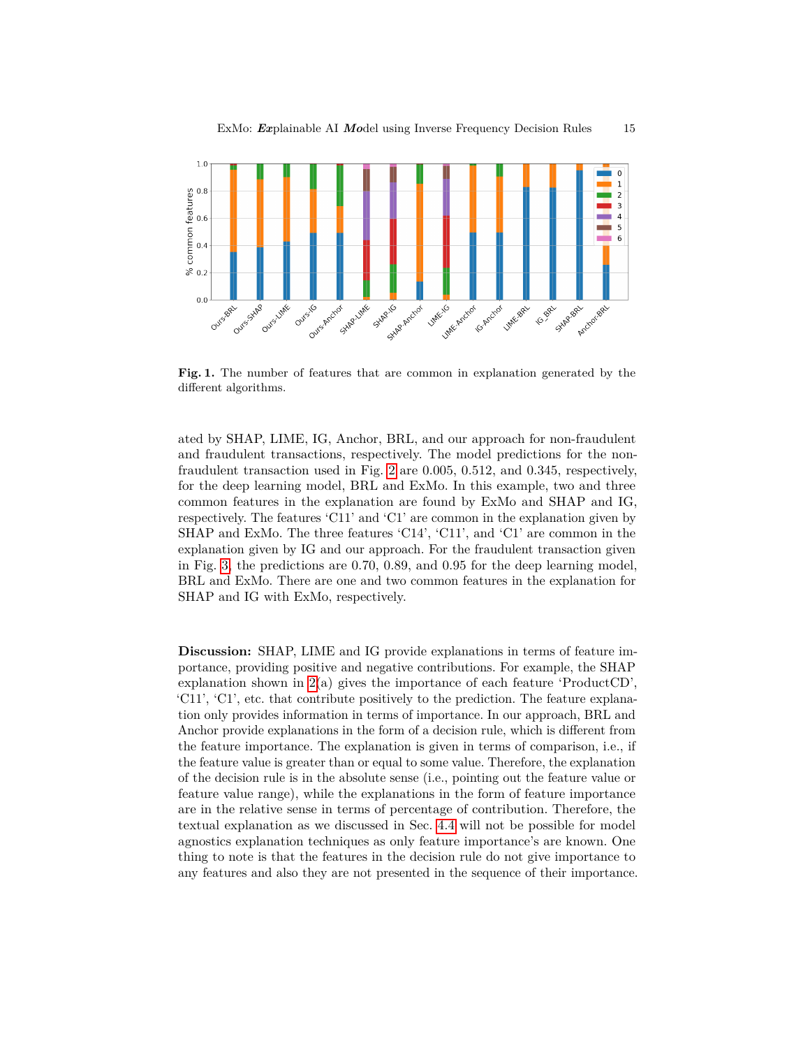**Fig. 1.** The number of features that are common in explanation generated by the different algorithms.

ated by SHAP, LIME, IG, Anchor, BRL, and our approach for non-fraudulent and fraudulent transactions, respectively. The model predictions for the non-fraudulent transaction used in Fig. 2 are 0.005, 0.512, and 0.345, respectively, for the deep learning model, BRL and ExMo. In this example, two and three common features in the explanation are found by ExMo and SHAP and IG, respectively. The features 'C11' and 'C1' are common in the explanation given by SHAP and ExMo. The three features 'C14', 'C11', and 'C1' are common in the explanation given by IG and our approach. For the fraudulent transaction given in Fig. 3, the predictions are 0.70, 0.89, and 0.95 for the deep learning model, BRL and ExMo. There are one and two common features in the explanation for SHAP and IG with ExMo, respectively.

**Discussion:** SHAP, LIME and IG provide explanations in terms of feature importance, providing positive and negative contributions. For example, the SHAP explanation shown in 2(a) gives the importance of each feature 'ProductCD', 'C11', 'C1', etc. that contribute positively to the prediction. The feature explanation only provides information in terms of importance. In our approach, BRL and Anchor provide explanations in the form of a decision rule, which is different from the feature importance. The explanation is given in terms of comparison, i.e., if the feature value is greater than or equal to some value. Therefore, the explanation of the decision rule is in the absolute sense (i.e., pointing out the feature value or feature value range), while the explanations in the form of feature importance are in the relative sense in terms of percentage of contribution. Therefore, the textual explanation as we discussed in Sec. 4.4 will not be possible for model agnostics explanation techniques as only feature importance's are known. One thing to note is that the features in the decision rule do not give importance to any features and also they are not presented in the sequence of their importance.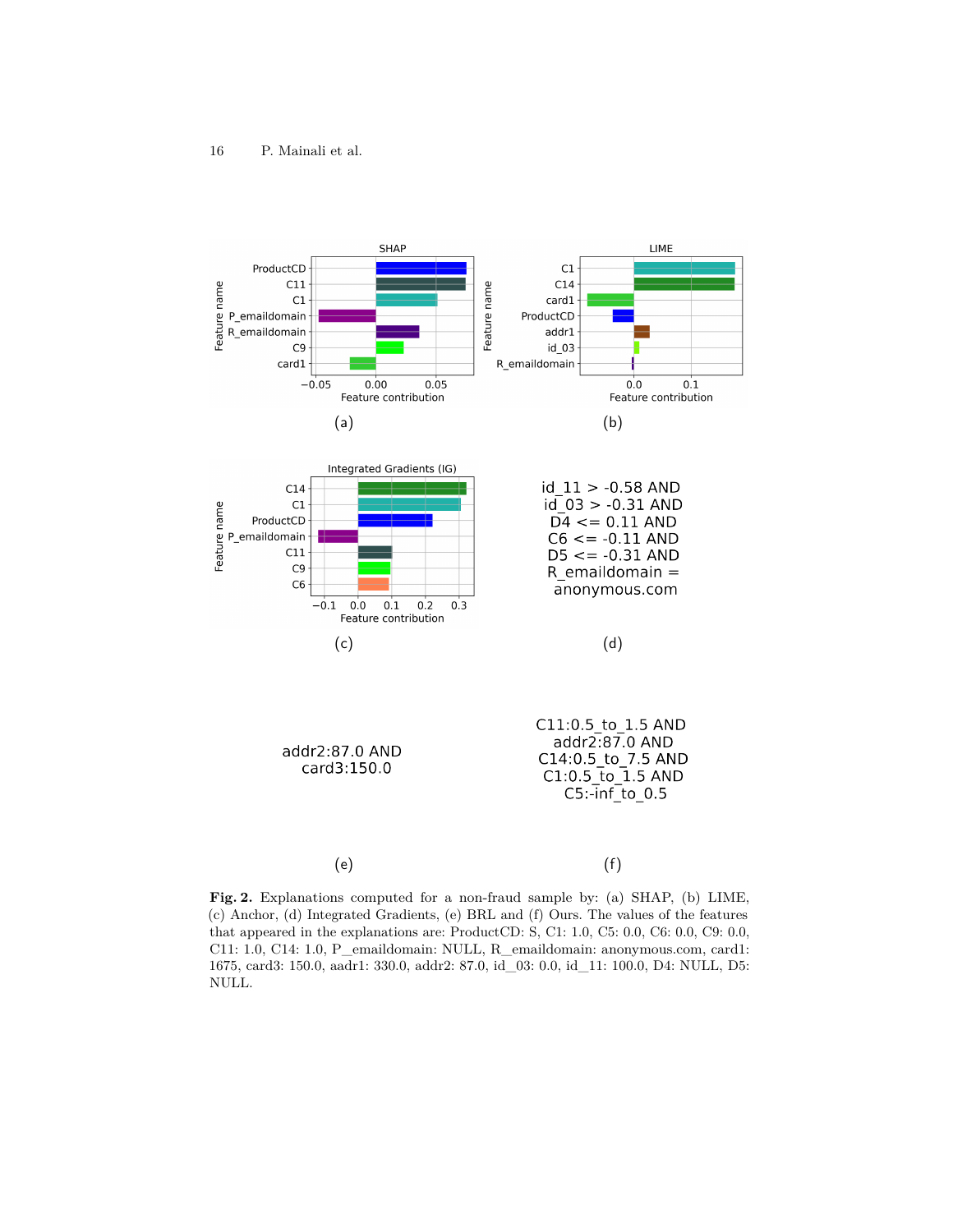(a)

(b)

(c)

id_11 > -0.58 AND
id_03 > -0.31 AND
D4 <= 0.11 AND
C6 <= -0.11 AND
D5 <= -0.31 AND
R_emaildomain =
anonymous.com

(d)

addr2:87.0 AND
card3:150.0

(e)

C11:0.5_to_1.5 AND
addr2:87.0 AND
C14:0.5_to_7.5 AND
C1:0.5_to_1.5 AND
C5:-inf_to_0.5

(f)

**Fig. 2.** Explanations computed for a non-fraud sample by: (a) SHAP, (b) LIME, (c) Anchor, (d) Integrated Gradients, (e) BRL and (f) Ours. The values of the features that appeared in the explanations are: ProductCD: S, C1: 1.0, C5: 0.0, C6: 0.0, C9: 0.0, C11: 1.0, C14: 1.0, P_emaildomain: NULL, R_emaildomain: anonymous.com, card1: 1675, card3: 150.0, aadr1: 330.0, addr2: 87.0, id_03: 0.0, id_11: 100.0, D4: NULL, D5: NULL.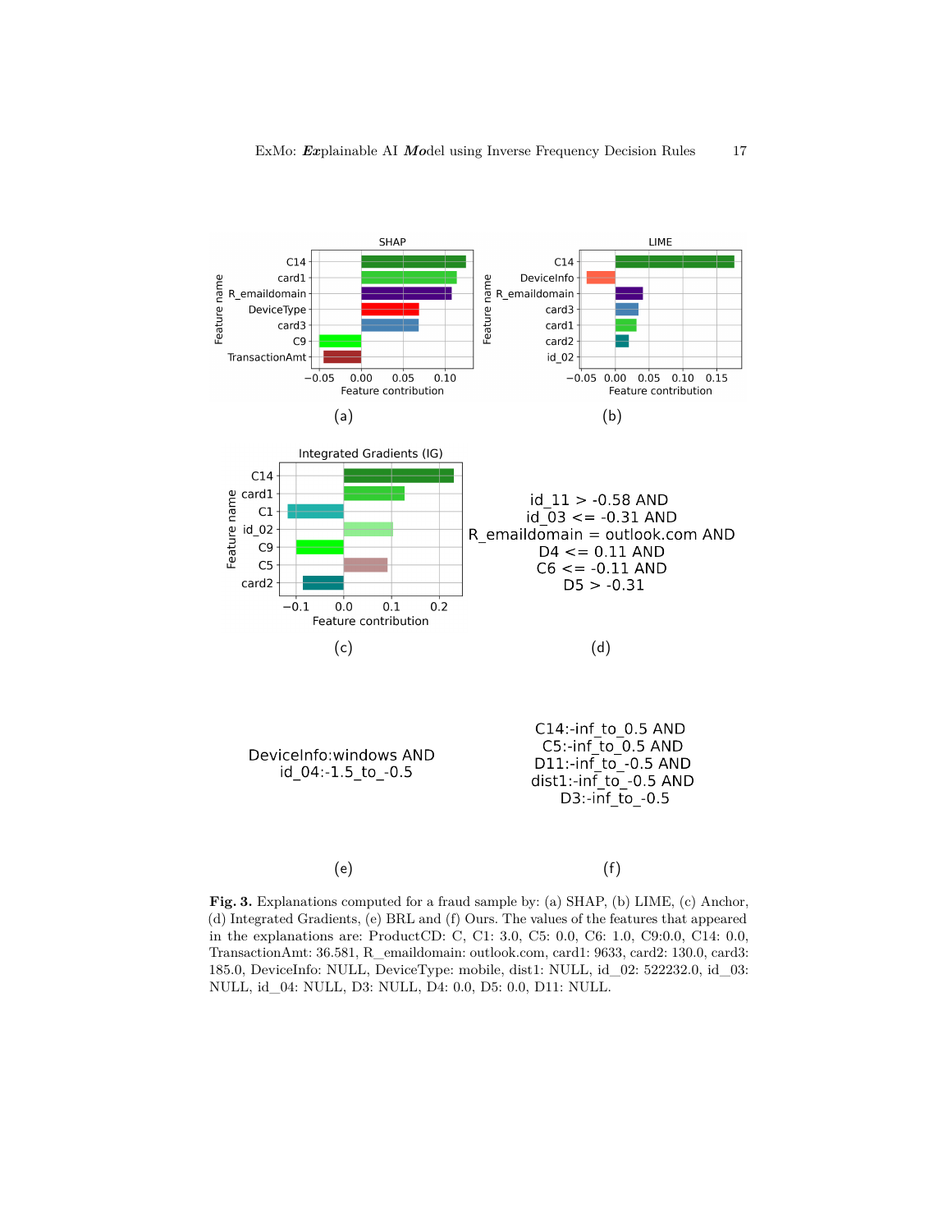(a)

(b)

(c)

id_11 > -0.58 AND
id_03 <= -0.31 AND
R_emaildomain = outlook.com AND
D4 <= 0.11 AND
C6 <= -0.11 AND
D5 > -0.31

(d)

DeviceInfo:windows AND
id_04:-1.5_to_-0.5

(e)

C14:-inf_to_0.5 AND
C5:-inf_to_0.5 AND
D11:-inf_to_-0.5 AND
dist1:-inf_to_-0.5 AND
D3:-inf_to_-0.5

(f)

**Fig. 3.** Explanations computed for a fraud sample by: (a) SHAP, (b) LIME, (c) Anchor, (d) Integrated Gradients, (e) BRL and (f) Ours. The values of the features that appeared in the explanations are: ProductCD: C, C1: 3.0, C5: 0.0, C6: 1.0, C9:0.0, C14: 0.0, TransactionAmt: 36.581, R_emaildomain: outlook.com, card1: 9633, card2: 130.0, card3: 185.0, DeviceInfo: NULL, DeviceType: mobile, dist1: NULL, id_02: 522232.0, id_03: NULL, id_04: NULL, D3: NULL, D4: 0.0, D5: 0.0, D11: NULL.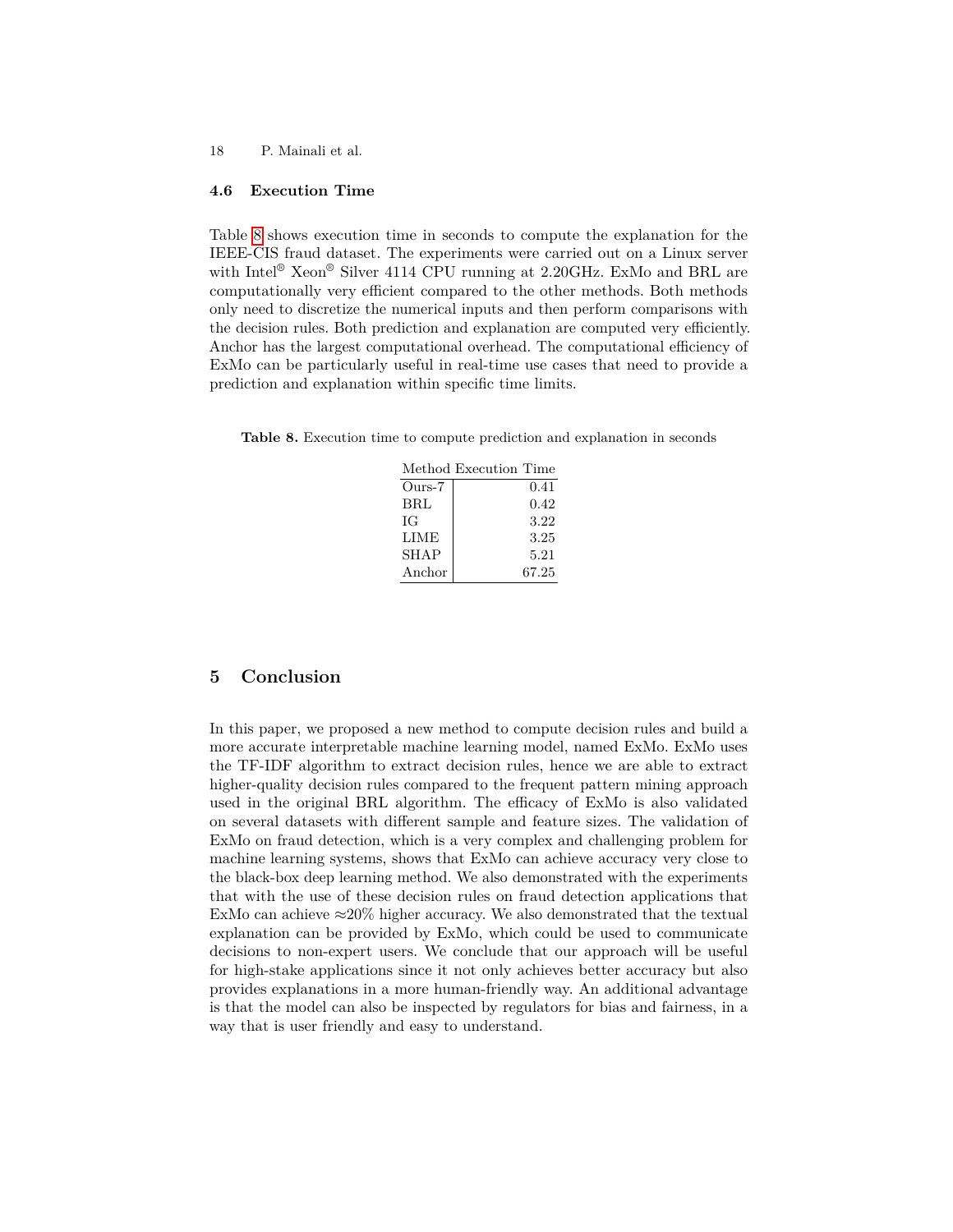### 4.6 Execution Time

Table 8 shows execution time in seconds to compute the explanation for the IEEE-CIS fraud dataset. The experiments were carried out on a Linux server with Intel® Xeon® Silver 4114 CPU running at 2.20GHz. ExMo and BRL are computationally very efficient compared to the other methods. Both methods only need to discretize the numerical inputs and then perform comparisons with the decision rules. Both prediction and explanation are computed very efficiently. Anchor has the largest computational overhead. The computational efficiency of ExMo can be particularly useful in real-time use cases that need to provide a prediction and explanation within specific time limits.

**Table 8.** Execution time to compute prediction and explanation in seconds

| Method | Execution Time |
|---|---:|
| Ours-7 | 0.41 |
| BRL | 0.42 |
| IG | 3.22 |
| LIME | 3.25 |
| SHAP | 5.21 |
| Anchor | 67.25 |

## 5 Conclusion

In this paper, we proposed a new method to compute decision rules and build a more accurate interpretable machine learning model, named ExMo. ExMo uses the TF-IDF algorithm to extract decision rules, hence we are able to extract higher-quality decision rules compared to the frequent pattern mining approach used in the original BRL algorithm. The efficacy of ExMo is also validated on several datasets with different sample and feature sizes. The validation of ExMo on fraud detection, which is a very complex and challenging problem for machine learning systems, shows that ExMo can achieve accuracy very close to the black-box deep learning method. We also demonstrated with the experiments that with the use of these decision rules on fraud detection applications that ExMo can achieve ≈20% higher accuracy. We also demonstrated that the textual explanation can be provided by ExMo, which could be used to communicate decisions to non-expert users. We conclude that our approach will be useful for high-stake applications since it not only achieves better accuracy but also provides explanations in a more human-friendly way. An additional advantage is that the model can also be inspected by regulators for bias and fairness, in a way that is user friendly and easy to understand.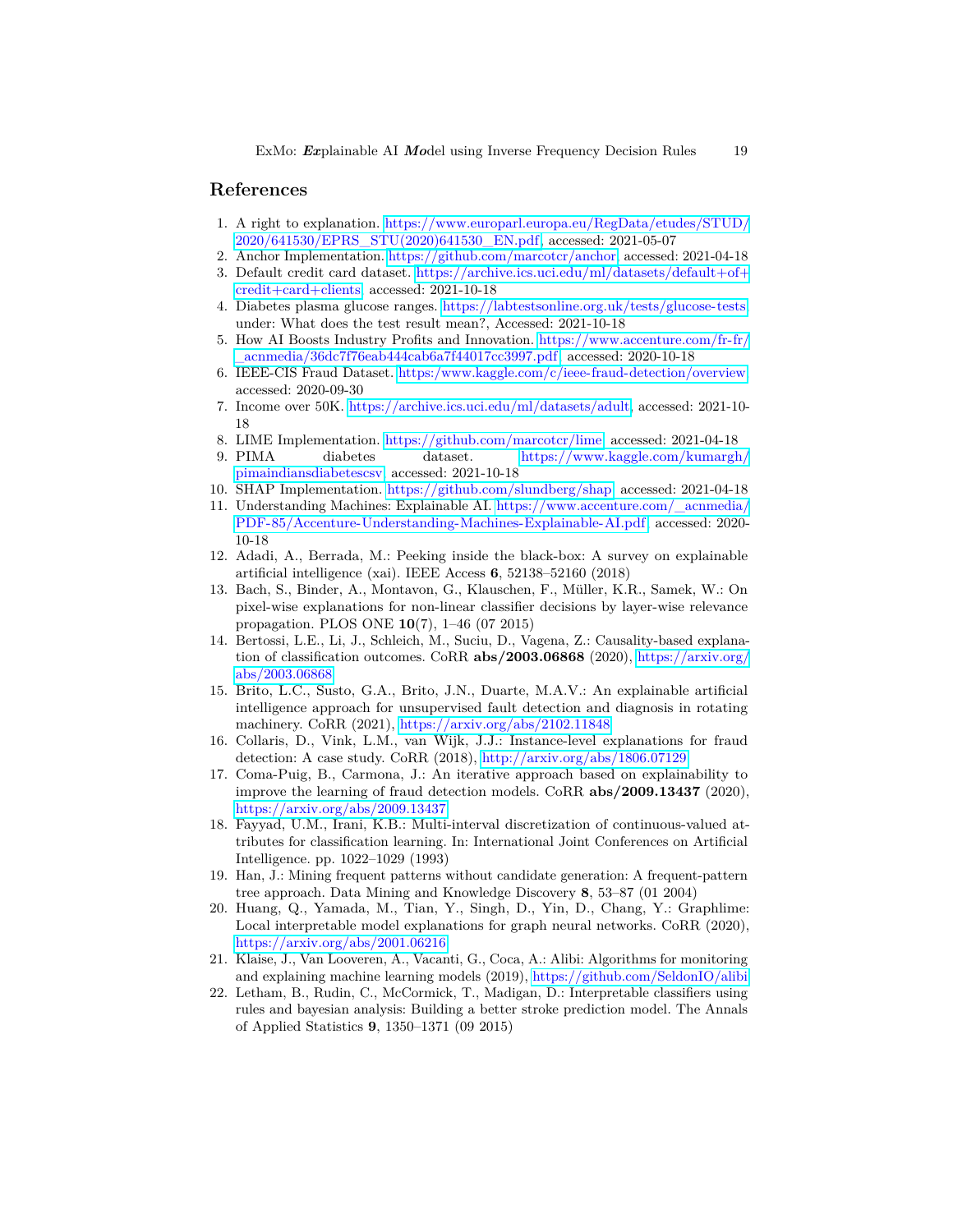## References

1. A right to explanation. https://www.europarl.europa.eu/RegData/etudes/STUD/2020/641530/EPRS_STU(2020)641530_EN.pdf, accessed: 2021-05-07
2. Anchor Implementation. https://github.com/marcotcr/anchor, accessed: 2021-04-18
3. Default credit card dataset. https://archive.ics.uci.edu/ml/datasets/default+of+credit+card+clients, accessed: 2021-10-18
4. Diabetes plasma glucose ranges. https://labtestsonline.org.uk/tests/glucose-tests, under: What does the test result mean?, Accessed: 2021-10-18
5. How AI Boosts Industry Profits and Innovation. https://www.accenture.com/fr-fr/_acnmedia/36dc7f76eab444cab6a7f44017cc3997.pdf, accessed: 2020-10-18
6. IEEE-CIS Fraud Dataset. https://www.kaggle.com/c/ieee-fraud-detection/overview, accessed: 2020-09-30
7. Income over 50K. https://archive.ics.uci.edu/ml/datasets/adult, accessed: 2021-10-18
8. LIME Implementation. https://github.com/marcotcr/lime, accessed: 2021-04-18
9. PIMA diabetes dataset. https://www.kaggle.com/kumargh/pimaindiansdiabetescsv, accessed: 2021-10-18
10. SHAP Implementation. https://github.com/slundberg/shap, accessed: 2021-04-18
11. Understanding Machines: Explainable AI. https://www.accenture.com/_acnmedia/PDF-85/Accenture-Understanding-Machines-Explainable-AI.pdf, accessed: 2020-10-18
12. Adadi, A., Berrada, M.: Peeking inside the black-box: A survey on explainable artificial intelligence (xai). IEEE Access **6**, 52138–52160 (2018)
13. Bach, S., Binder, A., Montavon, G., Klauschen, F., Müller, K.R., Samek, W.: On pixel-wise explanations for non-linear classifier decisions by layer-wise relevance propagation. PLOS ONE **10**(7), 1–46 (07 2015)
14. Bertossi, L.E., Li, J., Schleich, M., Suciu, D., Vagena, Z.: Causality-based explanation of classification outcomes. CoRR **abs/2003.06868** (2020), https://arxiv.org/abs/2003.06868
15. Brito, L.C., Susto, G.A., Brito, J.N., Duarte, M.A.V.: An explainable artificial intelligence approach for unsupervised fault detection and diagnosis in rotating machinery. CoRR (2021), https://arxiv.org/abs/2102.11848
16. Collaris, D., Vink, L.M., van Wijk, J.J.: Instance-level explanations for fraud detection: A case study. CoRR (2018), http://arxiv.org/abs/1806.07129
17. Coma-Puig, B., Carmona, J.: An iterative approach based on explainability to improve the learning of fraud detection models. CoRR **abs/2009.13437** (2020), https://arxiv.org/abs/2009.13437
18. Fayyad, U.M., Irani, K.B.: Multi-interval discretization of continuous-valued attributes for classification learning. In: International Joint Conferences on Artificial Intelligence. pp. 1022–1029 (1993)
19. Han, J.: Mining frequent patterns without candidate generation: A frequent-pattern tree approach. Data Mining and Knowledge Discovery **8**, 53–87 (01 2004)
20. Huang, Q., Yamada, M., Tian, Y., Singh, D., Yin, D., Chang, Y.: Graphlime: Local interpretable model explanations for graph neural networks. CoRR (2020), https://arxiv.org/abs/2001.06216
21. Klaise, J., Van Looveren, A., Vacanti, G., Coca, A.: Alibi: Algorithms for monitoring and explaining machine learning models (2019), https://github.com/SeldonIO/alibi
22. Letham, B., Rudin, C., McCormick, T., Madigan, D.: Interpretable classifiers using rules and bayesian analysis: Building a better stroke prediction model. The Annals of Applied Statistics **9**, 1350–1371 (09 2015)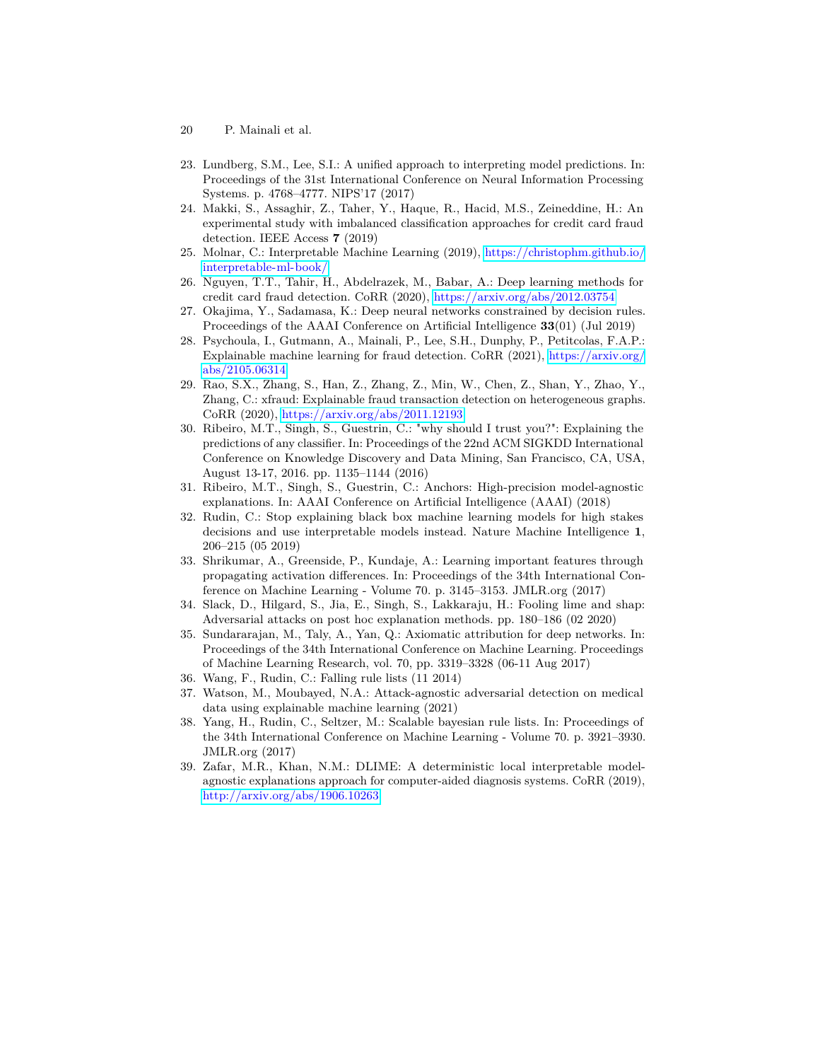23. Lundberg, S.M., Lee, S.I.: A unified approach to interpreting model predictions. In: Proceedings of the 31st International Conference on Neural Information Processing Systems. p. 4768–4777. NIPS'17 (2017)
24. Makki, S., Assaghir, Z., Taher, Y., Haque, R., Hacid, M.S., Zeineddine, H.: An experimental study with imbalanced classification approaches for credit card fraud detection. IEEE Access **7** (2019)
25. Molnar, C.: Interpretable Machine Learning (2019), https://christophm.github.io/interpretable-ml-book/
26. Nguyen, T.T., Tahir, H., Abdelrazek, M., Babar, A.: Deep learning methods for credit card fraud detection. CoRR (2020), https://arxiv.org/abs/2012.03754
27. Okajima, Y., Sadamasa, K.: Deep neural networks constrained by decision rules. Proceedings of the AAAI Conference on Artificial Intelligence **33**(01) (Jul 2019)
28. Psychoula, I., Gutmann, A., Mainali, P., Lee, S.H., Dunphy, P., Petitcolas, F.A.P.: Explainable machine learning for fraud detection. CoRR (2021), https://arxiv.org/abs/2105.06314
29. Rao, S.X., Zhang, S., Han, Z., Zhang, Z., Min, W., Chen, Z., Shan, Y., Zhao, Y., Zhang, C.: xfraud: Explainable fraud transaction detection on heterogeneous graphs. CoRR (2020), https://arxiv.org/abs/2011.12193
30. Ribeiro, M.T., Singh, S., Guestrin, C.: "why should I trust you?": Explaining the predictions of any classifier. In: Proceedings of the 22nd ACM SIGKDD International Conference on Knowledge Discovery and Data Mining, San Francisco, CA, USA, August 13-17, 2016. pp. 1135–1144 (2016)
31. Ribeiro, M.T., Singh, S., Guestrin, C.: Anchors: High-precision model-agnostic explanations. In: AAAI Conference on Artificial Intelligence (AAAI) (2018)
32. Rudin, C.: Stop explaining black box machine learning models for high stakes decisions and use interpretable models instead. Nature Machine Intelligence **1**, 206–215 (05 2019)
33. Shrikumar, A., Greenside, P., Kundaje, A.: Learning important features through propagating activation differences. In: Proceedings of the 34th International Conference on Machine Learning - Volume 70. p. 3145–3153. JMLR.org (2017)
34. Slack, D., Hilgard, S., Jia, E., Singh, S., Lakkaraju, H.: Fooling lime and shap: Adversarial attacks on post hoc explanation methods. pp. 180–186 (02 2020)
35. Sundararajan, M., Taly, A., Yan, Q.: Axiomatic attribution for deep networks. In: Proceedings of the 34th International Conference on Machine Learning. Proceedings of Machine Learning Research, vol. 70, pp. 3319–3328 (06-11 Aug 2017)
36. Wang, F., Rudin, C.: Falling rule lists (11 2014)
37. Watson, M., Moubayed, N.A.: Attack-agnostic adversarial detection on medical data using explainable machine learning (2021)
38. Yang, H., Rudin, C., Seltzer, M.: Scalable bayesian rule lists. In: Proceedings of the 34th International Conference on Machine Learning - Volume 70. p. 3921–3930. JMLR.org (2017)
39. Zafar, M.R., Khan, N.M.: DLIME: A deterministic local interpretable model-agnostic explanations approach for computer-aided diagnosis systems. CoRR (2019), http://arxiv.org/abs/1906.10263